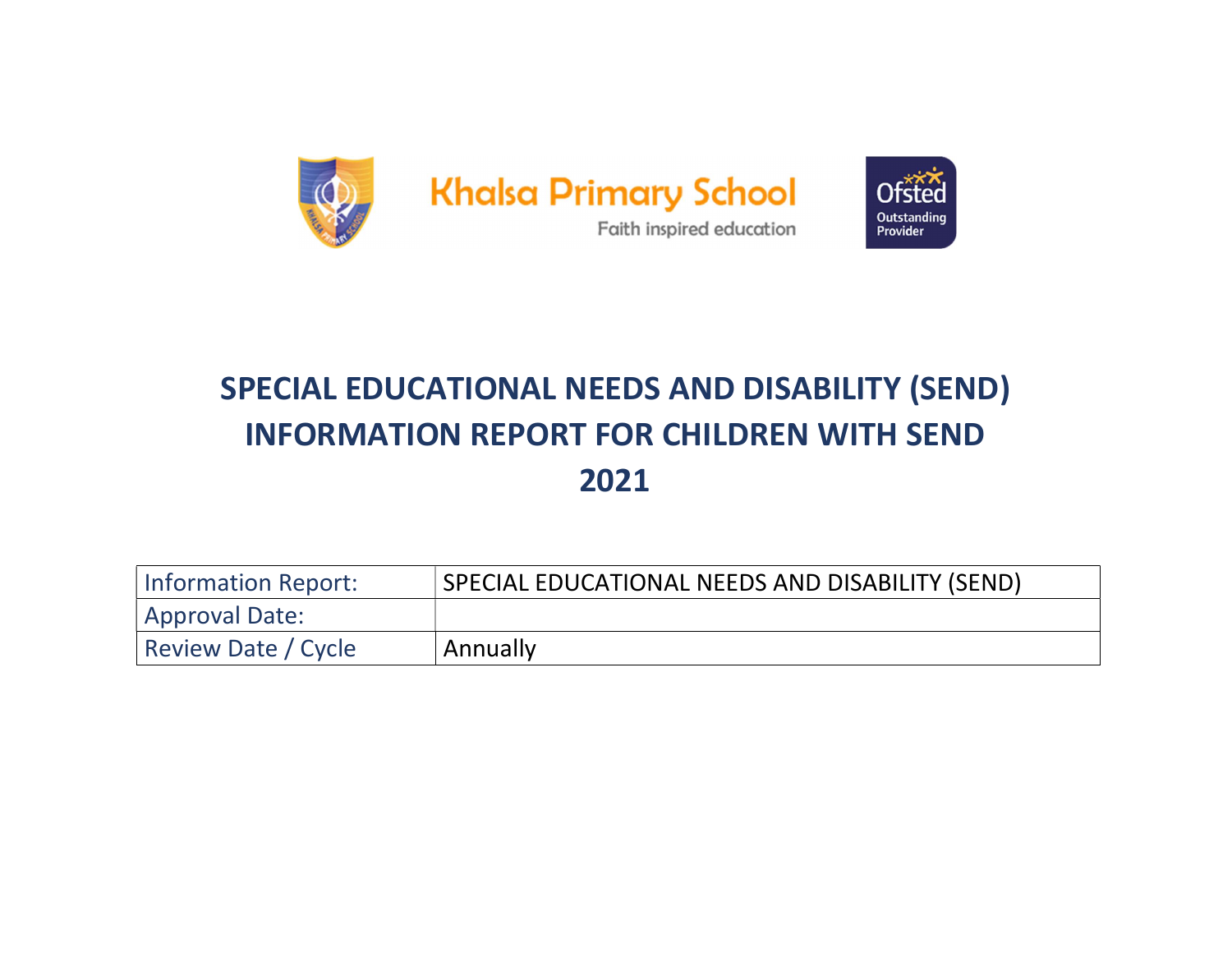Khalsa Primary School

Faith inspired education

Ofsted Outstanding Provider

# SPECIAL EDUCATIONAL NEEDS AND DISABILITY (SEND) INFORMATION REPORT FOR CHILDREN WITH SEND 2021

| Information Report: | SPECIAL EDUCATIONAL NEEDS AND DISABILITY (SEND) |
|---|---|
| Approval Date: | |
| Review Date / Cycle | Annually |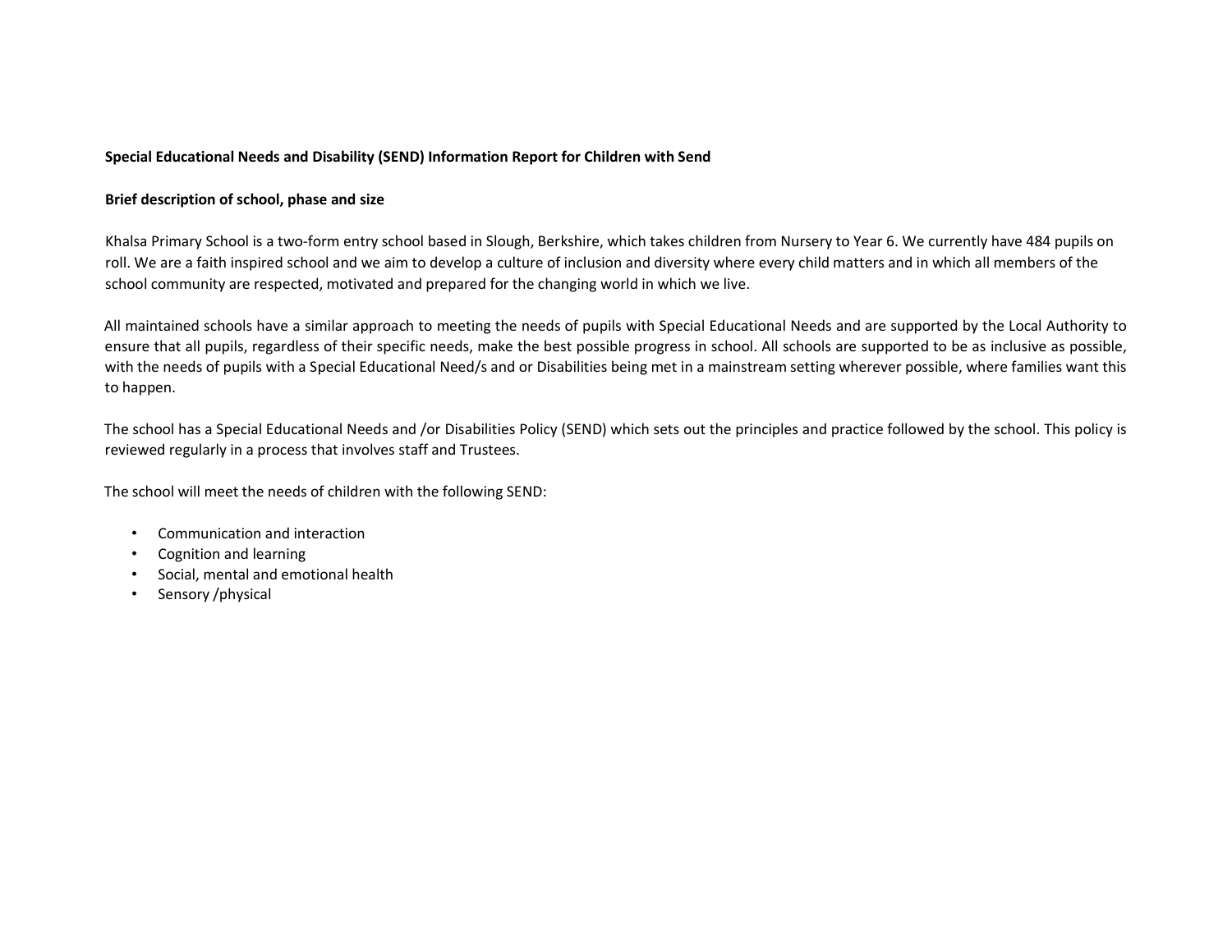**Special Educational Needs and Disability (SEND) Information Report for Children with Send**

**Brief description of school, phase and size**

Khalsa Primary School is a two-form entry school based in Slough, Berkshire, which takes children from Nursery to Year 6. We currently have 484 pupils on roll. We are a faith inspired school and we aim to develop a culture of inclusion and diversity where every child matters and in which all members of the school community are respected, motivated and prepared for the changing world in which we live.

All maintained schools have a similar approach to meeting the needs of pupils with Special Educational Needs and are supported by the Local Authority to ensure that all pupils, regardless of their specific needs, make the best possible progress in school. All schools are supported to be as inclusive as possible, with the needs of pupils with a Special Educational Need/s and or Disabilities being met in a mainstream setting wherever possible, where families want this to happen.

The school has a Special Educational Needs and /or Disabilities Policy (SEND) which sets out the principles and practice followed by the school. This policy is reviewed regularly in a process that involves staff and Trustees.

The school will meet the needs of children with the following SEND:

- Communication and interaction
- Cognition and learning
- Social, mental and emotional health
- Sensory /physical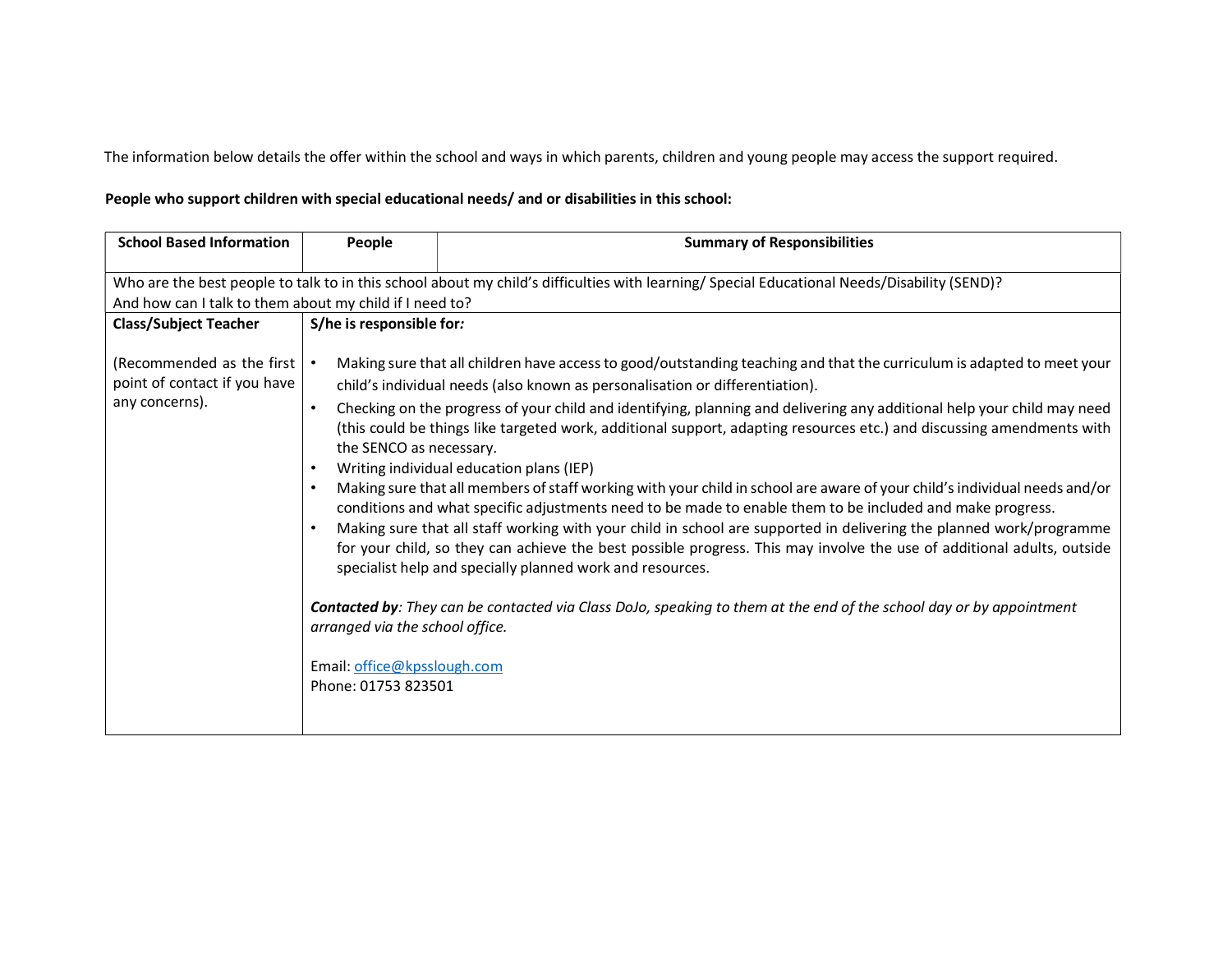The information below details the offer within the school and ways in which parents, children and young people may access the support required.

**People who support children with special educational needs/ and or disabilities in this school:**

| School Based Information | People | Summary of Responsibilities |
| --- | --- | --- |
| Who are the best people to talk to in this school about my child's difficulties with learning/ Special Educational Needs/Disability (SEND)? And how can I talk to them about my child if I need to? | | |
| **Class/Subject Teacher**<br><br>(Recommended as the first point of contact if you have any concerns). | **S/he is responsible for:**<br><br>• Making sure that all children have access to good/outstanding teaching and that the curriculum is adapted to meet your child's individual needs (also known as personalisation or differentiation).<br>• Checking on the progress of your child and identifying, planning and delivering any additional help your child may need (this could be things like targeted work, additional support, adapting resources etc.) and discussing amendments with the SENCO as necessary.<br>• Writing individual education plans (IEP)<br>• Making sure that all members of staff working with your child in school are aware of your child's individual needs and/or conditions and what specific adjustments need to be made to enable them to be included and make progress.<br>• Making sure that all staff working with your child in school are supported in delivering the planned work/programme for your child, so they can achieve the best possible progress. This may involve the use of additional adults, outside specialist help and specially planned work and resources.<br><br>***Contacted by**: They can be contacted via Class DoJo, speaking to them at the end of the school day or by appointment arranged via the school office.*<br><br>Email: office@kpsslough.com<br>Phone: 01753 823501 | |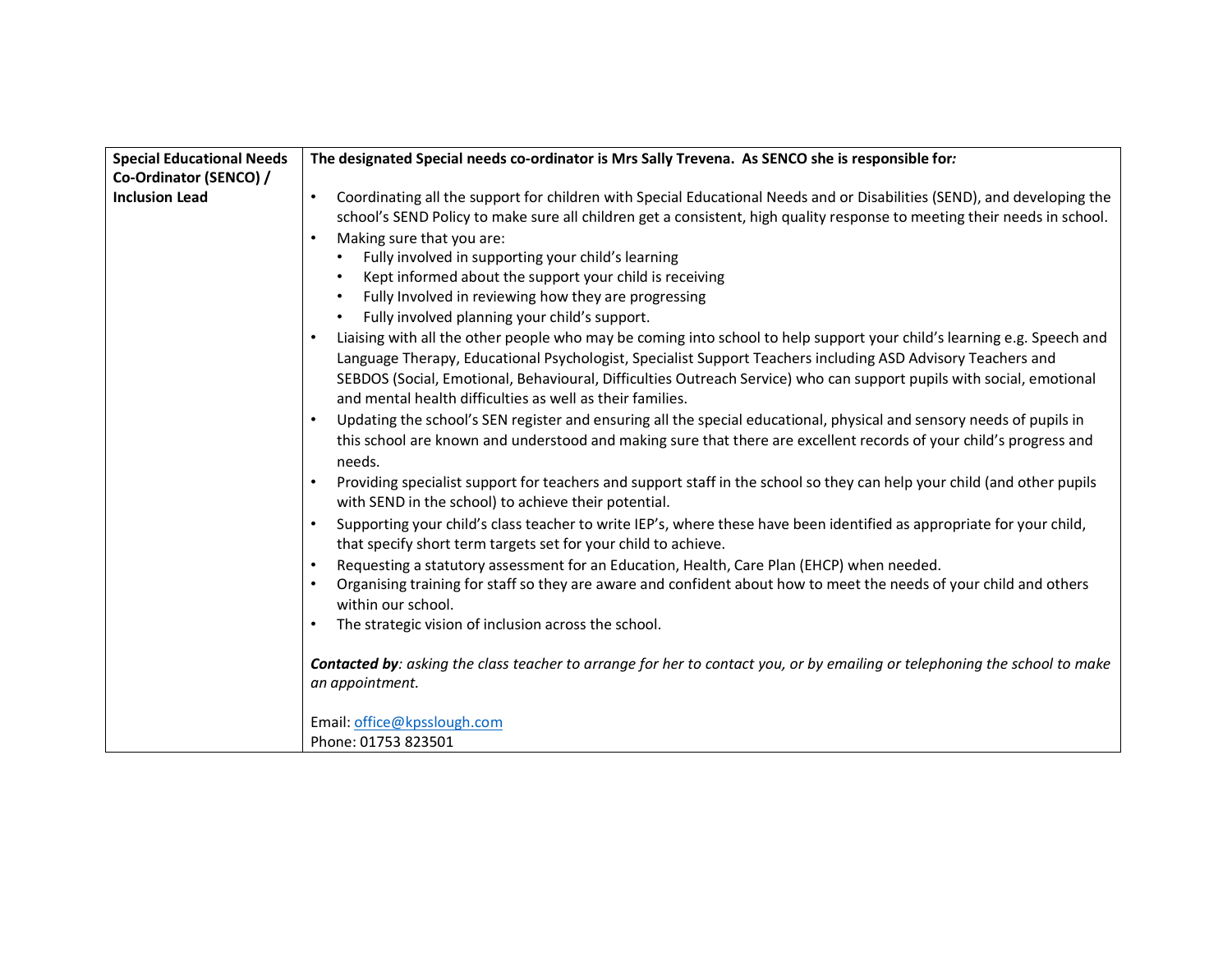| Special Educational Needs Co-Ordinator (SENCO) / Inclusion Lead | **The designated Special needs co-ordinator is Mrs Sally Trevena. As SENCO she is responsible for:** <br><br> • Coordinating all the support for children with Special Educational Needs and or Disabilities (SEND), and developing the school's SEND Policy to make sure all children get a consistent, high quality response to meeting their needs in school. <br> • Making sure that you are: <br> &nbsp;&nbsp;&nbsp;&nbsp;• Fully involved in supporting your child's learning <br> &nbsp;&nbsp;&nbsp;&nbsp;• Kept informed about the support your child is receiving <br> &nbsp;&nbsp;&nbsp;&nbsp;• Fully Involved in reviewing how they are progressing <br> &nbsp;&nbsp;&nbsp;&nbsp;• Fully involved planning your child's support. <br> • Liaising with all the other people who may be coming into school to help support your child's learning e.g. Speech and Language Therapy, Educational Psychologist, Specialist Support Teachers including ASD Advisory Teachers and SEBDOS (Social, Emotional, Behavioural, Difficulties Outreach Service) who can support pupils with social, emotional and mental health difficulties as well as their families. <br> • Updating the school's SEN register and ensuring all the special educational, physical and sensory needs of pupils in this school are known and understood and making sure that there are excellent records of your child's progress and needs. <br> • Providing specialist support for teachers and support staff in the school so they can help your child (and other pupils with SEND in the school) to achieve their potential. <br> • Supporting your child's class teacher to write IEP's, where these have been identified as appropriate for your child, that specify short term targets set for your child to achieve. <br> • Requesting a statutory assessment for an Education, Health, Care Plan (EHCP) when needed. <br> • Organising training for staff so they are aware and confident about how to meet the needs of your child and others within our school. <br> • The strategic vision of inclusion across the school. <br><br> ***Contacted by**: asking the class teacher to arrange for her to contact you, or by emailing or telephoning the school to make an appointment.* <br><br> Email: office@kpsslough.com <br> Phone: 01753 823501 |
|---|---|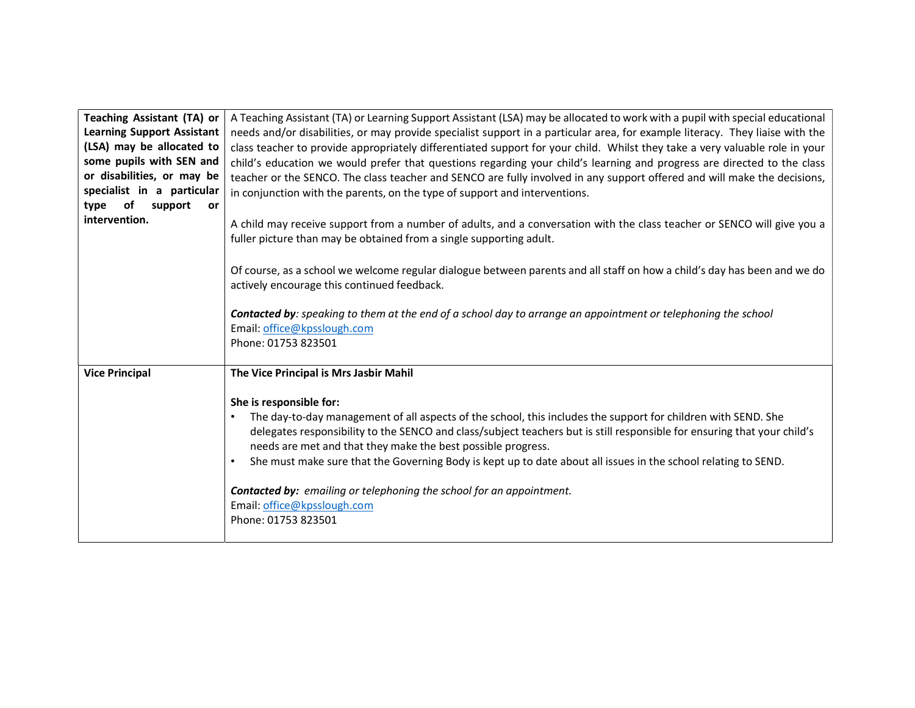| | |
|---|---|
| **Teaching Assistant (TA) or Learning Support Assistant (LSA) may be allocated to some pupils with SEN and or disabilities, or may be specialist in a particular type of support or intervention.** | A Teaching Assistant (TA) or Learning Support Assistant (LSA) may be allocated to work with a pupil with special educational needs and/or disabilities, or may provide specialist support in a particular area, for example literacy. They liaise with the class teacher to provide appropriately differentiated support for your child. Whilst they take a very valuable role in your child's education we would prefer that questions regarding your child's learning and progress are directed to the class teacher or the SENCO. The class teacher and SENCO are fully involved in any support offered and will make the decisions, in conjunction with the parents, on the type of support and interventions.<br><br>A child may receive support from a number of adults, and a conversation with the class teacher or SENCO will give you a fuller picture than may be obtained from a single supporting adult.<br><br>Of course, as a school we welcome regular dialogue between parents and all staff on how a child's day has been and we do actively encourage this continued feedback.<br><br>***Contacted by****: speaking to them at the end of a school day to arrange an appointment or telephoning the school*<br>Email: office@kpsslough.com<br>Phone: 01753 823501 |
| **Vice Principal** | **The Vice Principal is Mrs Jasbir Mahil**<br><br>**She is responsible for:**<br>• The day-to-day management of all aspects of the school, this includes the support for children with SEND. She delegates responsibility to the SENCO and class/subject teachers but is still responsible for ensuring that your child's needs are met and that they make the best possible progress.<br>• She must make sure that the Governing Body is kept up to date about all issues in the school relating to SEND.<br><br>***Contacted by:*** *emailing or telephoning the school for an appointment.*<br>Email: office@kpsslough.com<br>Phone: 01753 823501 |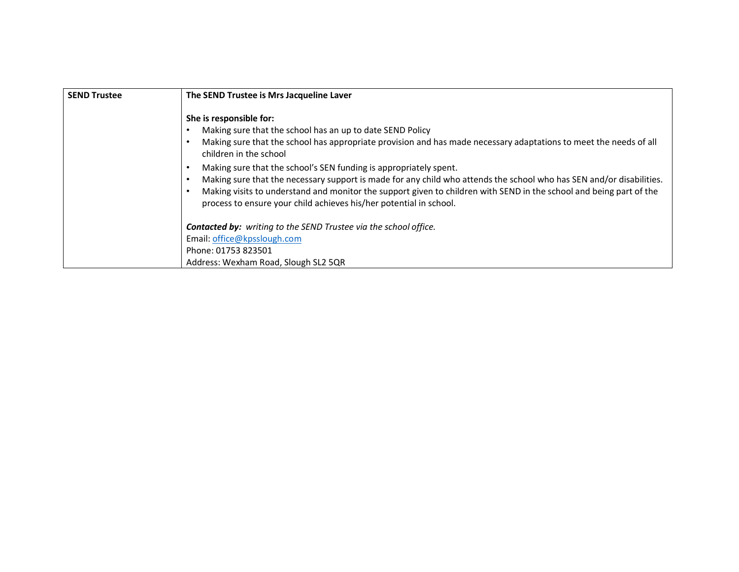| SEND Trustee | The SEND Trustee is Mrs Jacqueline Laver |
|---|---|
| | **She is responsible for:**<br>• Making sure that the school has an up to date SEND Policy<br>• Making sure that the school has appropriate provision and has made necessary adaptations to meet the needs of all children in the school<br>• Making sure that the school's SEN funding is appropriately spent.<br>• Making sure that the necessary support is made for any child who attends the school who has SEN and/or disabilities.<br>• Making visits to understand and monitor the support given to children with SEND in the school and being part of the process to ensure your child achieves his/her potential in school.<br><br>***Contacted by:*** *writing to the SEND Trustee via the school office.*<br>Email: office@kpsslough.com<br>Phone: 01753 823501<br>Address: Wexham Road, Slough SL2 5QR |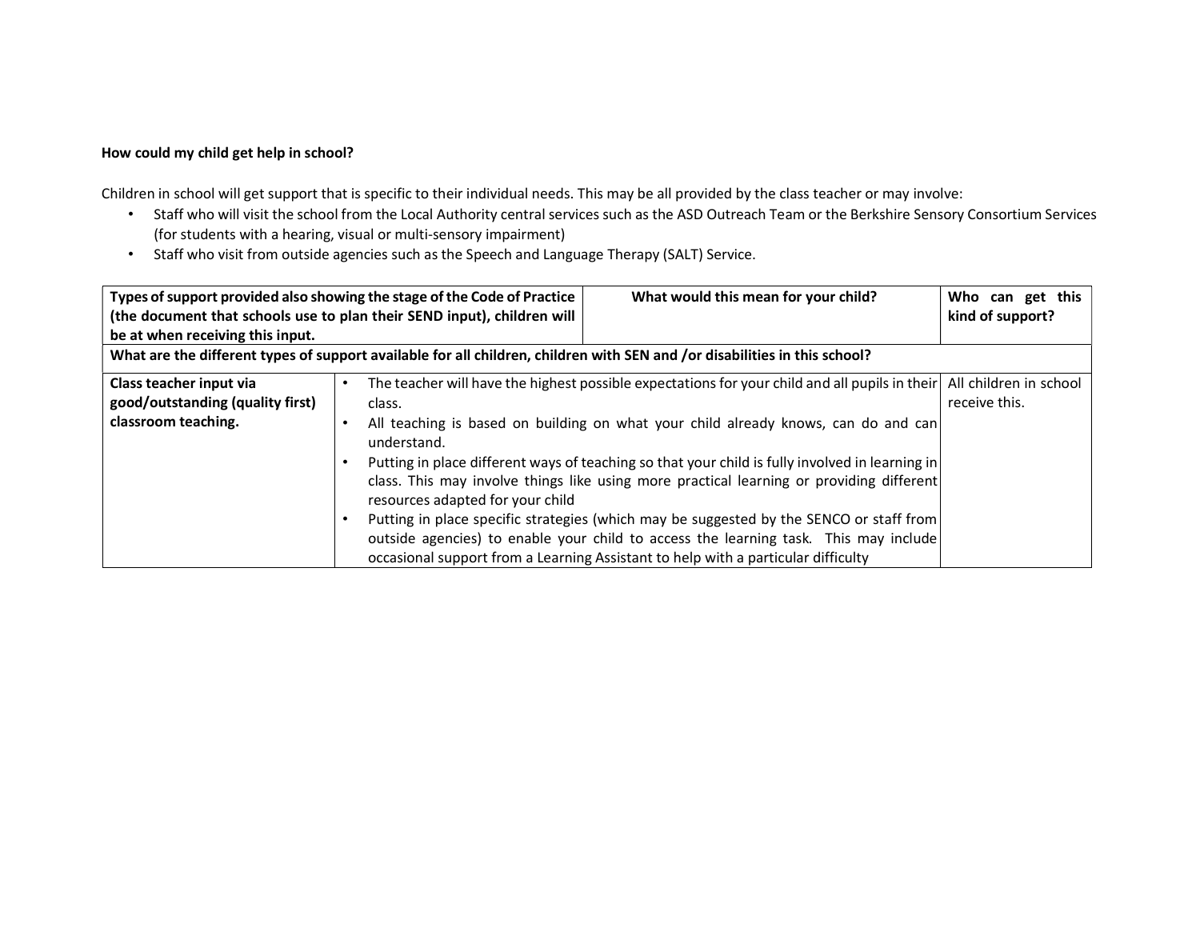**How could my child get help in school?**

Children in school will get support that is specific to their individual needs. This may be all provided by the class teacher or may involve:

- Staff who will visit the school from the Local Authority central services such as the ASD Outreach Team or the Berkshire Sensory Consortium Services (for students with a hearing, visual or multi-sensory impairment)
- Staff who visit from outside agencies such as the Speech and Language Therapy (SALT) Service.

| Types of support provided also showing the stage of the Code of Practice (the document that schools use to plan their SEND input), children will be at when receiving this input. | What would this mean for your child? | Who can get this kind of support? |
|---|---|---|
| **What are the different types of support available for all children, children with SEN and /or disabilities in this school?** | | |
| **Class teacher input via good/outstanding (quality first) classroom teaching.** | • The teacher will have the highest possible expectations for your child and all pupils in their class.<br>• All teaching is based on building on what your child already knows, can do and can understand.<br>• Putting in place different ways of teaching so that your child is fully involved in learning in class. This may involve things like using more practical learning or providing different resources adapted for your child<br>• Putting in place specific strategies (which may be suggested by the SENCO or staff from outside agencies) to enable your child to access the learning task. This may include occasional support from a Learning Assistant to help with a particular difficulty | All children in school receive this. |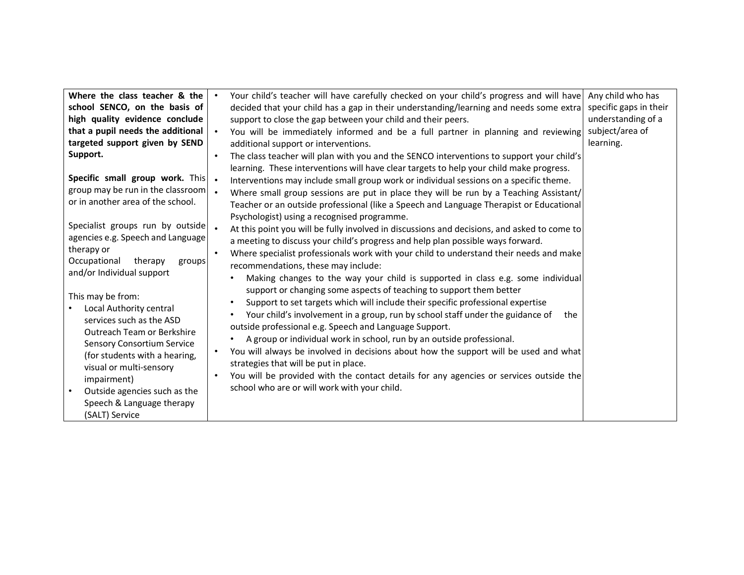| | | |
|---|---|---|
| **Where the class teacher & the school SENCO, on the basis of high quality evidence conclude that a pupil needs the additional targeted support given by SEND Support.**<br><br>**Specific small group work.** This group may be run in the classroom or in another area of the school.<br><br>Specialist groups run by outside agencies e.g. Speech and Language therapy or Occupational therapy groups and/or Individual support<br><br>This may be from:<br>• Local Authority central services such as the ASD Outreach Team or Berkshire Sensory Consortium Service (for students with a hearing, visual or multi-sensory impairment)<br>• Outside agencies such as the Speech & Language therapy (SALT) Service | • Your child's teacher will have carefully checked on your child's progress and will have decided that your child has a gap in their understanding/learning and needs some extra support to close the gap between your child and their peers.<br>• You will be immediately informed and be a full partner in planning and reviewing additional support or interventions.<br>• The class teacher will plan with you and the SENCO interventions to support your child's learning. These interventions will have clear targets to help your child make progress.<br>• Interventions may include small group work or individual sessions on a specific theme.<br>• Where small group sessions are put in place they will be run by a Teaching Assistant/ Teacher or an outside professional (like a Speech and Language Therapist or Educational Psychologist) using a recognised programme.<br>• At this point you will be fully involved in discussions and decisions, and asked to come to a meeting to discuss your child's progress and help plan possible ways forward.<br>• Where specialist professionals work with your child to understand their needs and make recommendations, these may include:<br>&nbsp;&nbsp;• Making changes to the way your child is supported in class e.g. some individual support or changing some aspects of teaching to support them better<br>&nbsp;&nbsp;• Support to set targets which will include their specific professional expertise<br>&nbsp;&nbsp;• Your child's involvement in a group, run by school staff under the guidance of the outside professional e.g. Speech and Language Support.<br>&nbsp;&nbsp;• A group or individual work in school, run by an outside professional.<br>• You will always be involved in decisions about how the support will be used and what strategies that will be put in place.<br>• You will be provided with the contact details for any agencies or services outside the school who are or will work with your child. | Any child who has specific gaps in their understanding of a subject/area of learning. |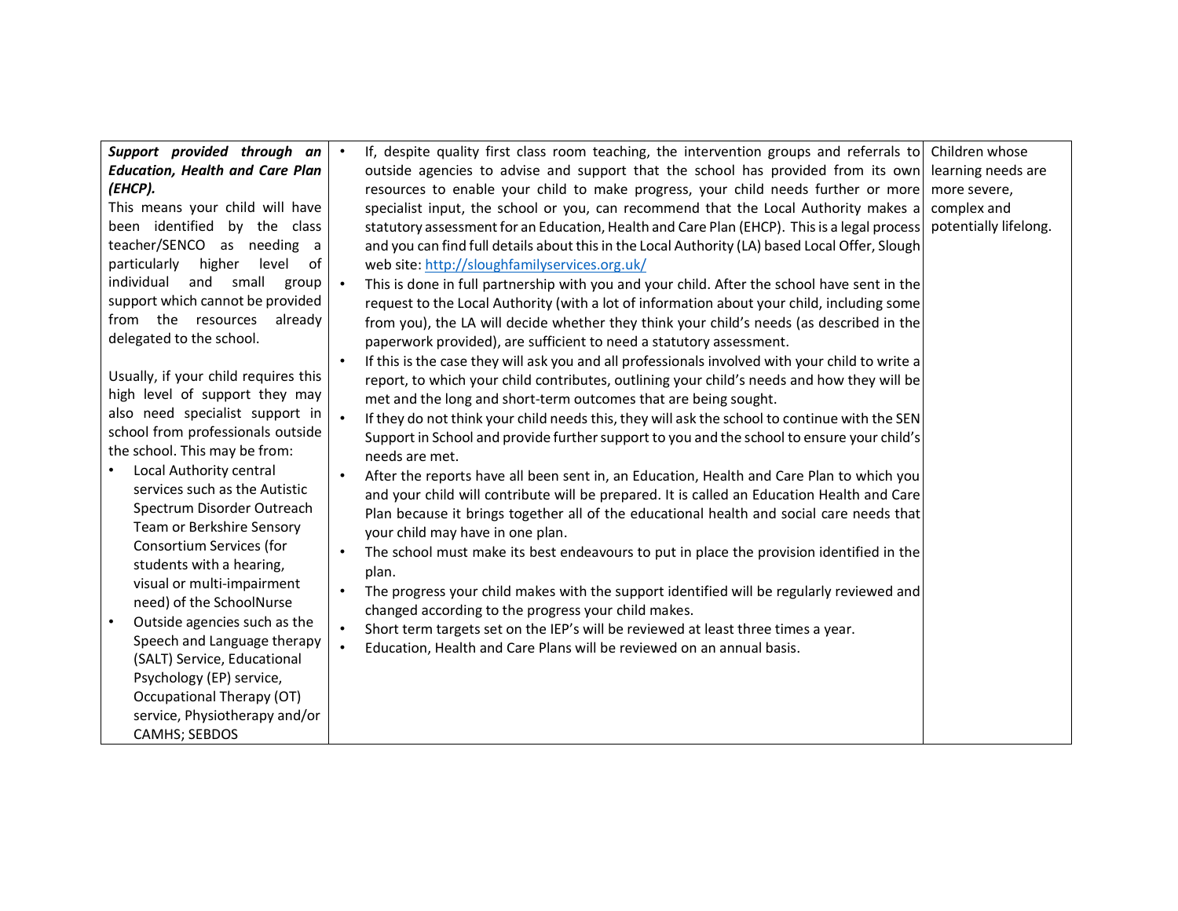| | | |
|---|---|---|
| ***Support provided through an Education, Health and Care Plan (EHCP).*** <br>This means your child will have been identified by the class teacher/SENCO as needing a particularly higher level of individual and small group support which cannot be provided from the resources already delegated to the school.<br><br>Usually, if your child requires this high level of support they may also need specialist support in school from professionals outside the school. This may be from:<br>• Local Authority central services such as the Autistic Spectrum Disorder Outreach Team or Berkshire Sensory Consortium Services (for students with a hearing, visual or multi-impairment need) of the SchoolNurse<br>• Outside agencies such as the Speech and Language therapy (SALT) Service, Educational Psychology (EP) service, Occupational Therapy (OT) service, Physiotherapy and/or CAMHS; SEBDOS | • If, despite quality first class room teaching, the intervention groups and referrals to outside agencies to advise and support that the school has provided from its own resources to enable your child to make progress, your child needs further or more specialist input, the school or you, can recommend that the Local Authority makes a statutory assessment for an Education, Health and Care Plan (EHCP). This is a legal process and you can find full details about this in the Local Authority (LA) based Local Offer, Slough web site: [http://sloughfamilyservices.org.uk/](http://sloughfamilyservices.org.uk/)<br>• This is done in full partnership with you and your child. After the school have sent in the request to the Local Authority (with a lot of information about your child, including some from you), the LA will decide whether they think your child's needs (as described in the paperwork provided), are sufficient to need a statutory assessment.<br>• If this is the case they will ask you and all professionals involved with your child to write a report, to which your child contributes, outlining your child's needs and how they will be met and the long and short-term outcomes that are being sought.<br>• If they do not think your child needs this, they will ask the school to continue with the SEN Support in School and provide further support to you and the school to ensure your child's needs are met.<br>• After the reports have all been sent in, an Education, Health and Care Plan to which you and your child will contribute will be prepared. It is called an Education Health and Care Plan because it brings together all of the educational health and social care needs that your child may have in one plan.<br>• The school must make its best endeavours to put in place the provision identified in the plan.<br>• The progress your child makes with the support identified will be regularly reviewed and changed according to the progress your child makes.<br>• Short term targets set on the IEP's will be reviewed at least three times a year.<br>• Education, Health and Care Plans will be reviewed on an annual basis. | Children whose learning needs are more severe, complex and potentially lifelong. |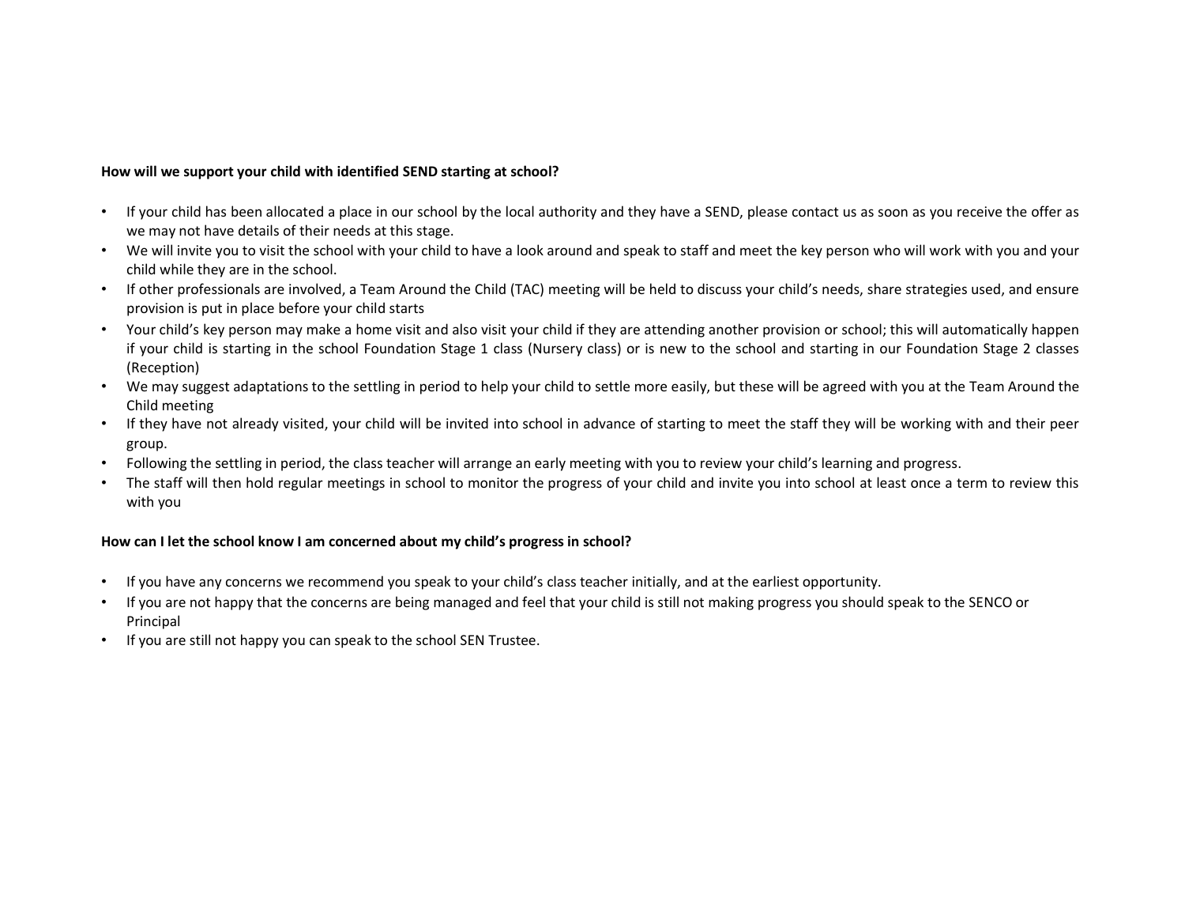**How will we support your child with identified SEND starting at school?**

- If your child has been allocated a place in our school by the local authority and they have a SEND, please contact us as soon as you receive the offer as we may not have details of their needs at this stage.
- We will invite you to visit the school with your child to have a look around and speak to staff and meet the key person who will work with you and your child while they are in the school.
- If other professionals are involved, a Team Around the Child (TAC) meeting will be held to discuss your child's needs, share strategies used, and ensure provision is put in place before your child starts
- Your child's key person may make a home visit and also visit your child if they are attending another provision or school; this will automatically happen if your child is starting in the school Foundation Stage 1 class (Nursery class) or is new to the school and starting in our Foundation Stage 2 classes (Reception)
- We may suggest adaptations to the settling in period to help your child to settle more easily, but these will be agreed with you at the Team Around the Child meeting
- If they have not already visited, your child will be invited into school in advance of starting to meet the staff they will be working with and their peer group.
- Following the settling in period, the class teacher will arrange an early meeting with you to review your child's learning and progress.
- The staff will then hold regular meetings in school to monitor the progress of your child and invite you into school at least once a term to review this with you

**How can I let the school know I am concerned about my child's progress in school?**

- If you have any concerns we recommend you speak to your child's class teacher initially, and at the earliest opportunity.
- If you are not happy that the concerns are being managed and feel that your child is still not making progress you should speak to the SENCO or Principal
- If you are still not happy you can speak to the school SEN Trustee.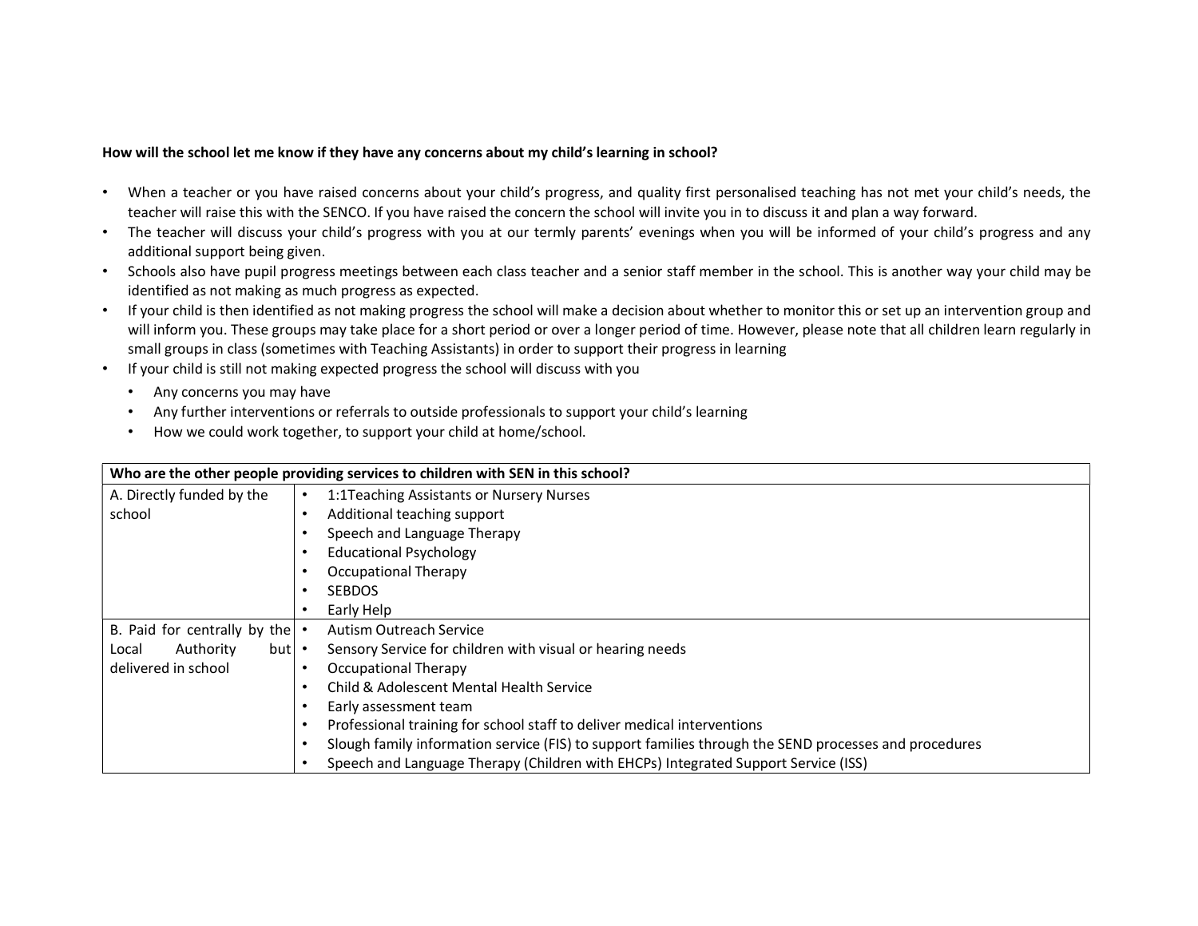**How will the school let me know if they have any concerns about my child's learning in school?**

- When a teacher or you have raised concerns about your child's progress, and quality first personalised teaching has not met your child's needs, the teacher will raise this with the SENCO. If you have raised the concern the school will invite you in to discuss it and plan a way forward.
- The teacher will discuss your child's progress with you at our termly parents' evenings when you will be informed of your child's progress and any additional support being given.
- Schools also have pupil progress meetings between each class teacher and a senior staff member in the school. This is another way your child may be identified as not making as much progress as expected.
- If your child is then identified as not making progress the school will make a decision about whether to monitor this or set up an intervention group and will inform you. These groups may take place for a short period or over a longer period of time. However, please note that all children learn regularly in small groups in class (sometimes with Teaching Assistants) in order to support their progress in learning
- If your child is still not making expected progress the school will discuss with you
  - Any concerns you may have
  - Any further interventions or referrals to outside professionals to support your child's learning
  - How we could work together, to support your child at home/school.

| **Who are the other people providing services to children with SEN in this school?** | |
|---|---|
| A. Directly funded by the school | • 1:1Teaching Assistants or Nursery Nurses<br>• Additional teaching support<br>• Speech and Language Therapy<br>• Educational Psychology<br>• Occupational Therapy<br>• SEBDOS<br>• Early Help |
| B. Paid for centrally by the Local Authority but delivered in school | • Autism Outreach Service<br>• Sensory Service for children with visual or hearing needs<br>• Occupational Therapy<br>• Child & Adolescent Mental Health Service<br>• Early assessment team<br>• Professional training for school staff to deliver medical interventions<br>• Slough family information service (FIS) to support families through the SEND processes and procedures<br>• Speech and Language Therapy (Children with EHCPs) Integrated Support Service (ISS) |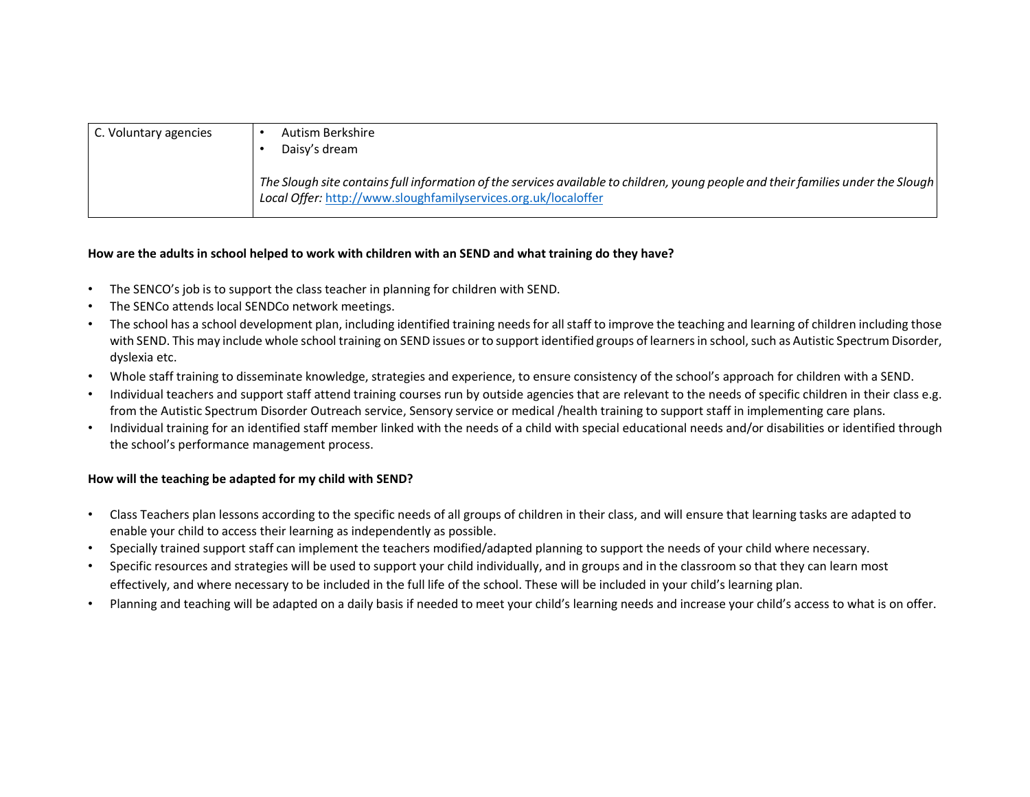| C. Voluntary agencies | • Autism Berkshire<br>• Daisy's dream<br><br>*The Slough site contains full information of the services available to children, young people and their families under the Slough Local Offer:* http://www.sloughfamilyservices.org.uk/localoffer |
|---|---|

**How are the adults in school helped to work with children with an SEND and what training do they have?**

- The SENCO's job is to support the class teacher in planning for children with SEND.
- The SENCo attends local SENDCo network meetings.
- The school has a school development plan, including identified training needs for all staff to improve the teaching and learning of children including those with SEND. This may include whole school training on SEND issues or to support identified groups of learners in school, such as Autistic Spectrum Disorder, dyslexia etc.
- Whole staff training to disseminate knowledge, strategies and experience, to ensure consistency of the school's approach for children with a SEND.
- Individual teachers and support staff attend training courses run by outside agencies that are relevant to the needs of specific children in their class e.g. from the Autistic Spectrum Disorder Outreach service, Sensory service or medical /health training to support staff in implementing care plans.
- Individual training for an identified staff member linked with the needs of a child with special educational needs and/or disabilities or identified through the school's performance management process.

**How will the teaching be adapted for my child with SEND?**

- Class Teachers plan lessons according to the specific needs of all groups of children in their class, and will ensure that learning tasks are adapted to enable your child to access their learning as independently as possible.
- Specially trained support staff can implement the teachers modified/adapted planning to support the needs of your child where necessary.
- Specific resources and strategies will be used to support your child individually, and in groups and in the classroom so that they can learn most effectively, and where necessary to be included in the full life of the school. These will be included in your child's learning plan.
- Planning and teaching will be adapted on a daily basis if needed to meet your child's learning needs and increase your child's access to what is on offer.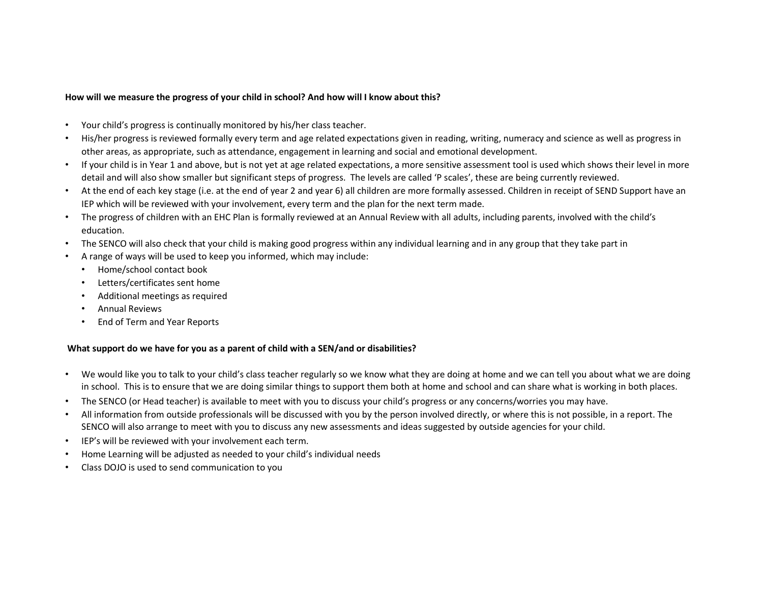**How will we measure the progress of your child in school? And how will I know about this?**

- Your child's progress is continually monitored by his/her class teacher.
- His/her progress is reviewed formally every term and age related expectations given in reading, writing, numeracy and science as well as progress in other areas, as appropriate, such as attendance, engagement in learning and social and emotional development.
- If your child is in Year 1 and above, but is not yet at age related expectations, a more sensitive assessment tool is used which shows their level in more detail and will also show smaller but significant steps of progress. The levels are called 'P scales', these are being currently reviewed.
- At the end of each key stage (i.e. at the end of year 2 and year 6) all children are more formally assessed. Children in receipt of SEND Support have an IEP which will be reviewed with your involvement, every term and the plan for the next term made.
- The progress of children with an EHC Plan is formally reviewed at an Annual Review with all adults, including parents, involved with the child's education.
- The SENCO will also check that your child is making good progress within any individual learning and in any group that they take part in
- A range of ways will be used to keep you informed, which may include:
  - Home/school contact book
  - Letters/certificates sent home
  - Additional meetings as required
  - Annual Reviews
  - End of Term and Year Reports

**What support do we have for you as a parent of child with a SEN/and or disabilities?**

- We would like you to talk to your child's class teacher regularly so we know what they are doing at home and we can tell you about what we are doing in school. This is to ensure that we are doing similar things to support them both at home and school and can share what is working in both places.
- The SENCO (or Head teacher) is available to meet with you to discuss your child's progress or any concerns/worries you may have.
- All information from outside professionals will be discussed with you by the person involved directly, or where this is not possible, in a report. The SENCO will also arrange to meet with you to discuss any new assessments and ideas suggested by outside agencies for your child.
- IEP's will be reviewed with your involvement each term.
- Home Learning will be adjusted as needed to your child's individual needs
- Class DOJO is used to send communication to you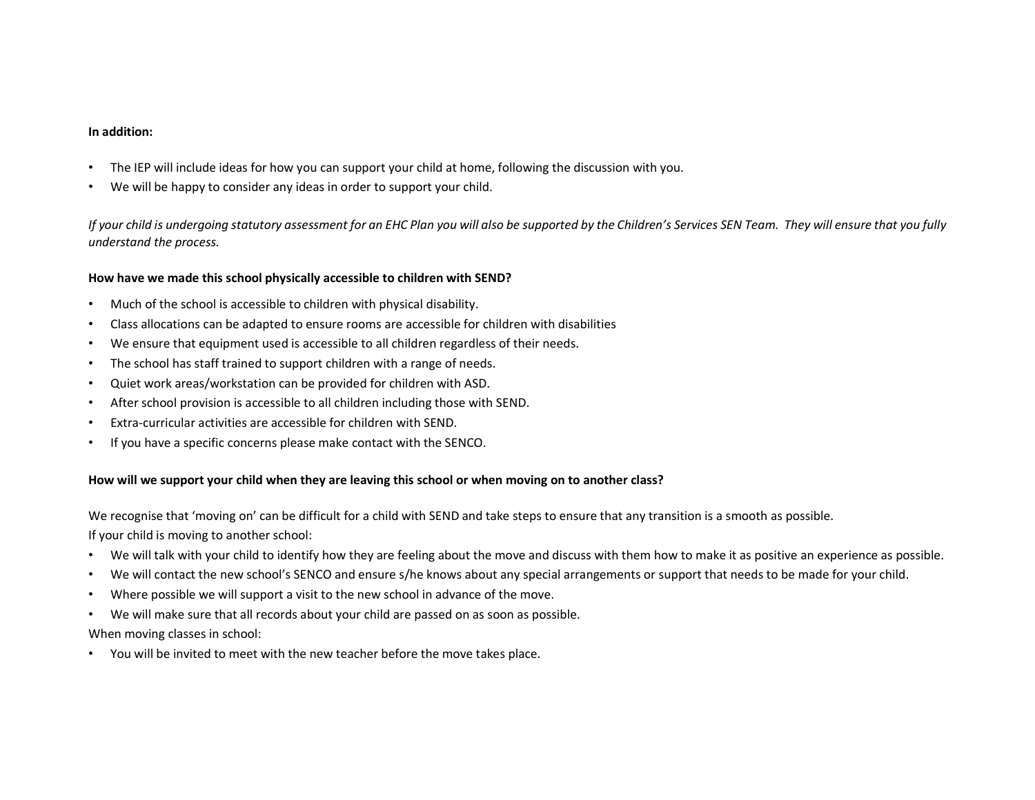**In addition:**

- The IEP will include ideas for how you can support your child at home, following the discussion with you.
- We will be happy to consider any ideas in order to support your child.

*If your child is undergoing statutory assessment for an EHC Plan you will also be supported by the Children's Services SEN Team. They will ensure that you fully understand the process.*

**How have we made this school physically accessible to children with SEND?**

- Much of the school is accessible to children with physical disability.
- Class allocations can be adapted to ensure rooms are accessible for children with disabilities
- We ensure that equipment used is accessible to all children regardless of their needs.
- The school has staff trained to support children with a range of needs.
- Quiet work areas/workstation can be provided for children with ASD.
- After school provision is accessible to all children including those with SEND.
- Extra-curricular activities are accessible for children with SEND.
- If you have a specific concerns please make contact with the SENCO.

**How will we support your child when they are leaving this school or when moving on to another class?**

We recognise that 'moving on' can be difficult for a child with SEND and take steps to ensure that any transition is a smooth as possible.
If your child is moving to another school:

- We will talk with your child to identify how they are feeling about the move and discuss with them how to make it as positive an experience as possible.
- We will contact the new school's SENCO and ensure s/he knows about any special arrangements or support that needs to be made for your child.
- Where possible we will support a visit to the new school in advance of the move.
- We will make sure that all records about your child are passed on as soon as possible.

When moving classes in school:

- You will be invited to meet with the new teacher before the move takes place.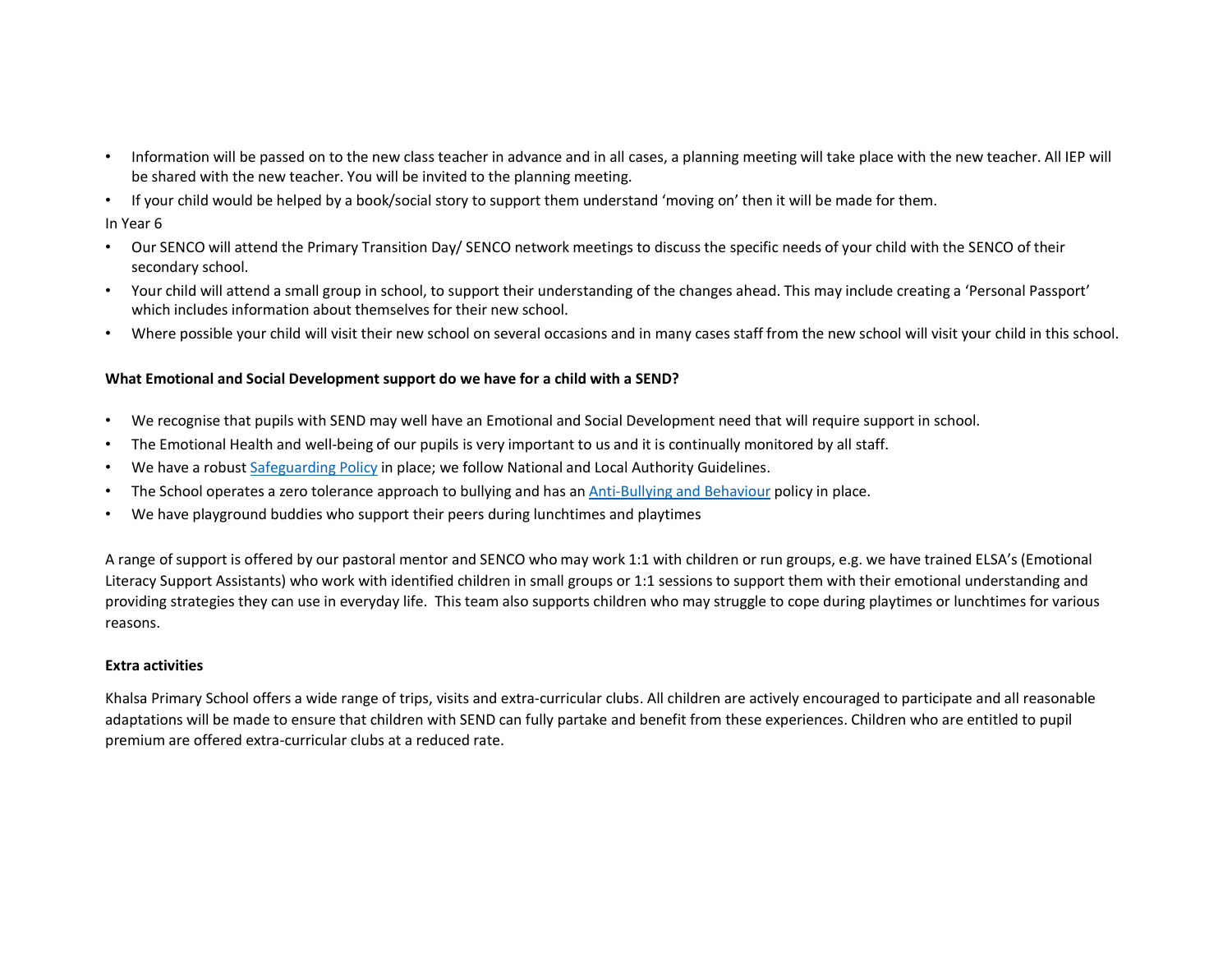- Information will be passed on to the new class teacher in advance and in all cases, a planning meeting will take place with the new teacher. All IEP will be shared with the new teacher. You will be invited to the planning meeting.
- If your child would be helped by a book/social story to support them understand 'moving on' then it will be made for them.

In Year 6

- Our SENCO will attend the Primary Transition Day/ SENCO network meetings to discuss the specific needs of your child with the SENCO of their secondary school.
- Your child will attend a small group in school, to support their understanding of the changes ahead. This may include creating a 'Personal Passport' which includes information about themselves for their new school.
- Where possible your child will visit their new school on several occasions and in many cases staff from the new school will visit your child in this school.

**What Emotional and Social Development support do we have for a child with a SEND?**

- We recognise that pupils with SEND may well have an Emotional and Social Development need that will require support in school.
- The Emotional Health and well-being of our pupils is very important to us and it is continually monitored by all staff.
- We have a robust Safeguarding Policy in place; we follow National and Local Authority Guidelines.
- The School operates a zero tolerance approach to bullying and has an Anti-Bullying and Behaviour policy in place.
- We have playground buddies who support their peers during lunchtimes and playtimes

A range of support is offered by our pastoral mentor and SENCO who may work 1:1 with children or run groups, e.g. we have trained ELSA's (Emotional Literacy Support Assistants) who work with identified children in small groups or 1:1 sessions to support them with their emotional understanding and providing strategies they can use in everyday life. This team also supports children who may struggle to cope during playtimes or lunchtimes for various reasons.

**Extra activities**

Khalsa Primary School offers a wide range of trips, visits and extra-curricular clubs. All children are actively encouraged to participate and all reasonable adaptations will be made to ensure that children with SEND can fully partake and benefit from these experiences. Children who are entitled to pupil premium are offered extra-curricular clubs at a reduced rate.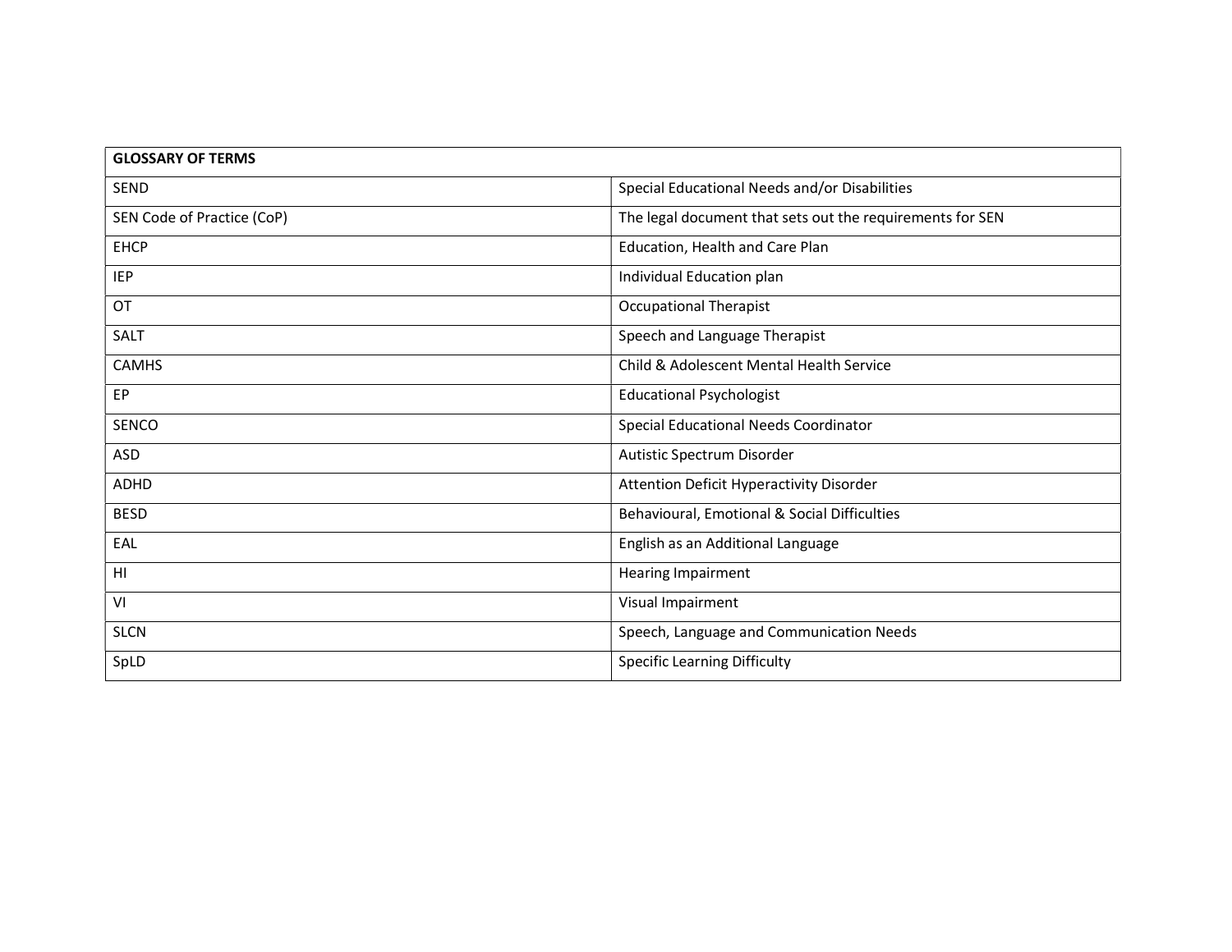| GLOSSARY OF TERMS | |
|---|---|
| SEND | Special Educational Needs and/or Disabilities |
| SEN Code of Practice (CoP) | The legal document that sets out the requirements for SEN |
| EHCP | Education, Health and Care Plan |
| IEP | Individual Education plan |
| OT | Occupational Therapist |
| SALT | Speech and Language Therapist |
| CAMHS | Child & Adolescent Mental Health Service |
| EP | Educational Psychologist |
| SENCO | Special Educational Needs Coordinator |
| ASD | Autistic Spectrum Disorder |
| ADHD | Attention Deficit Hyperactivity Disorder |
| BESD | Behavioural, Emotional & Social Difficulties |
| EAL | English as an Additional Language |
| HI | Hearing Impairment |
| VI | Visual Impairment |
| SLCN | Speech, Language and Communication Needs |
| SpLD | Specific Learning Difficulty |